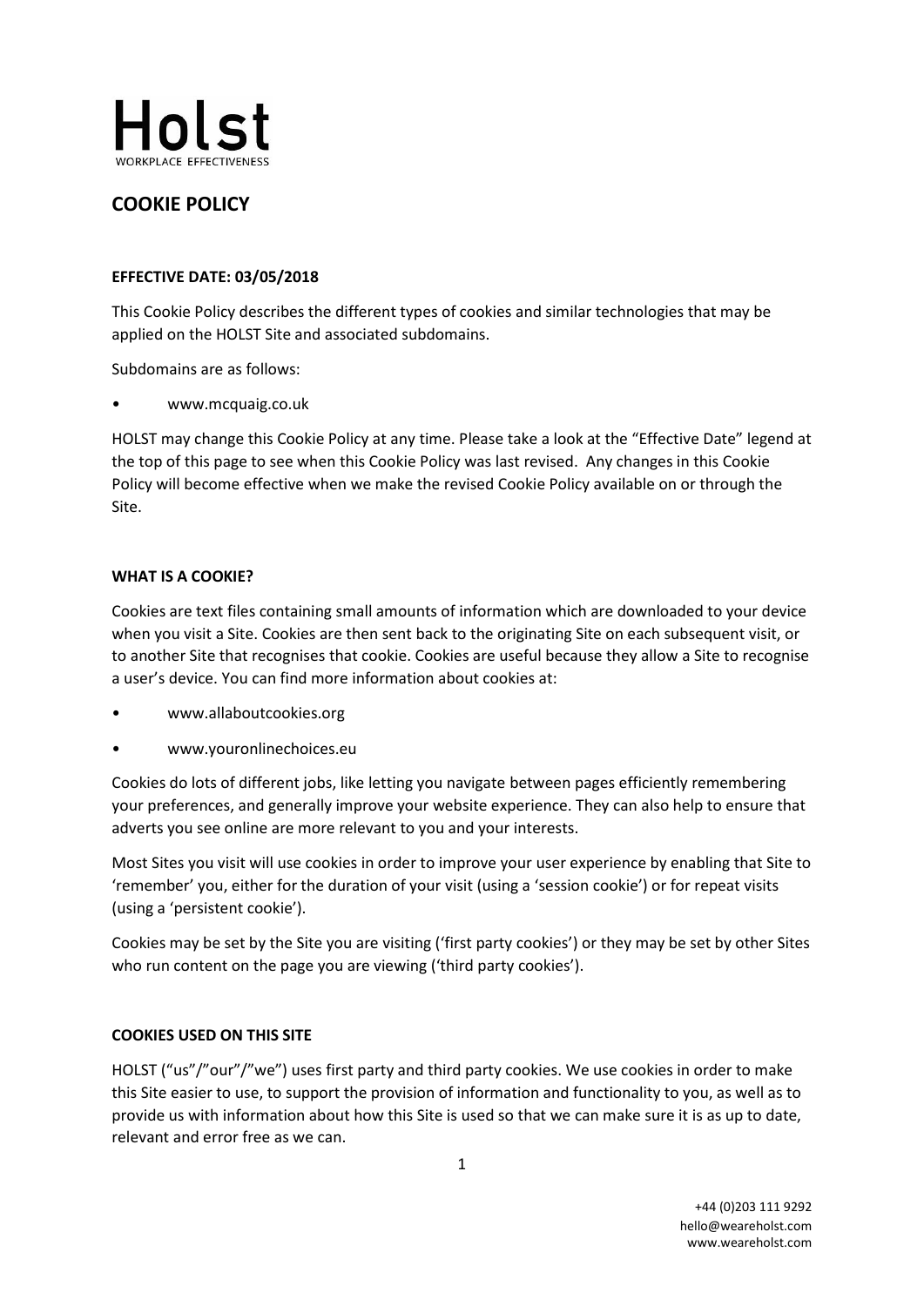# Holst

WORKPLACE EFFECTIVENESS

## COOKIE POLICY

**EFFECTIVE DATE: 03/05/2018**

This Cookie Policy describes the different types of cookies and similar technologies that may be applied on the HOLST Site and associated subdomains.

Subdomains are as follows:

- www.mcquaig.co.uk

HOLST may change this Cookie Policy at any time. Please take a look at the "Effective Date" legend at the top of this page to see when this Cookie Policy was last revised. Any changes in this Cookie Policy will become effective when we make the revised Cookie Policy available on or through the Site.

### WHAT IS A COOKIE?

Cookies are text files containing small amounts of information which are downloaded to your device when you visit a Site. Cookies are then sent back to the originating Site on each subsequent visit, or to another Site that recognises that cookie. Cookies are useful because they allow a Site to recognise a user's device. You can find more information about cookies at:

- www.allaboutcookies.org
- www.youronlinechoices.eu

Cookies do lots of different jobs, like letting you navigate between pages efficiently remembering your preferences, and generally improve your website experience. They can also help to ensure that adverts you see online are more relevant to you and your interests.

Most Sites you visit will use cookies in order to improve your user experience by enabling that Site to 'remember' you, either for the duration of your visit (using a 'session cookie') or for repeat visits (using a 'persistent cookie').

Cookies may be set by the Site you are visiting ('first party cookies') or they may be set by other Sites who run content on the page you are viewing ('third party cookies').

### COOKIES USED ON THIS SITE

HOLST ("us"/"our"/"we") uses first party and third party cookies. We use cookies in order to make this Site easier to use, to support the provision of information and functionality to you, as well as to provide us with information about how this Site is used so that we can make sure it is as up to date, relevant and error free as we can.

+44 (0)203 111 9292
hello@weareholst.com
www.weareholst.com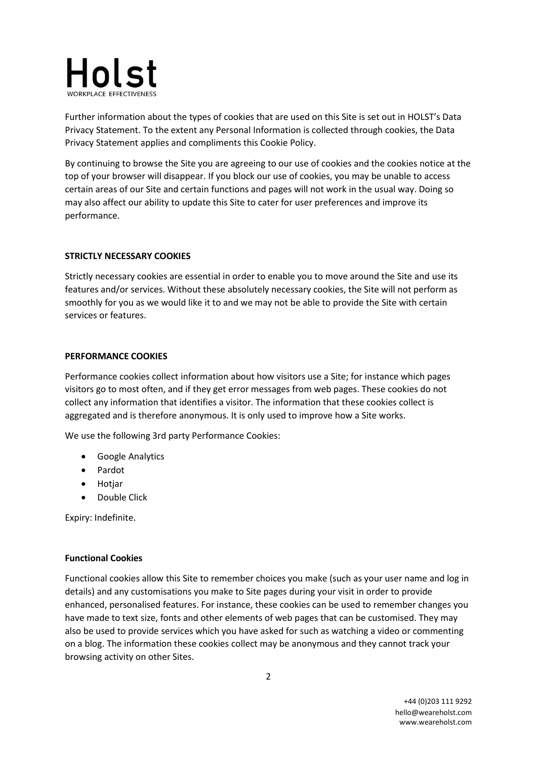Further information about the types of cookies that are used on this Site is set out in HOLST's Data Privacy Statement. To the extent any Personal Information is collected through cookies, the Data Privacy Statement applies and compliments this Cookie Policy.

By continuing to browse the Site you are agreeing to our use of cookies and the cookies notice at the top of your browser will disappear. If you block our use of cookies, you may be unable to access certain areas of our Site and certain functions and pages will not work in the usual way. Doing so may also affect our ability to update this Site to cater for user preferences and improve its performance.

**STRICTLY NECESSARY COOKIES**

Strictly necessary cookies are essential in order to enable you to move around the Site and use its features and/or services. Without these absolutely necessary cookies, the Site will not perform as smoothly for you as we would like it to and we may not be able to provide the Site with certain services or features.

**PERFORMANCE COOKIES**

Performance cookies collect information about how visitors use a Site; for instance which pages visitors go to most often, and if they get error messages from web pages. These cookies do not collect any information that identifies a visitor. The information that these cookies collect is aggregated and is therefore anonymous. It is only used to improve how a Site works.

We use the following 3rd party Performance Cookies:

- Google Analytics
- Pardot
- Hotjar
- Double Click

Expiry: Indefinite.

**Functional Cookies**

Functional cookies allow this Site to remember choices you make (such as your user name and log in details) and any customisations you make to Site pages during your visit in order to provide enhanced, personalised features. For instance, these cookies can be used to remember changes you have made to text size, fonts and other elements of web pages that can be customised. They may also be used to provide services which you have asked for such as watching a video or commenting on a blog. The information these cookies collect may be anonymous and they cannot track your browsing activity on other Sites.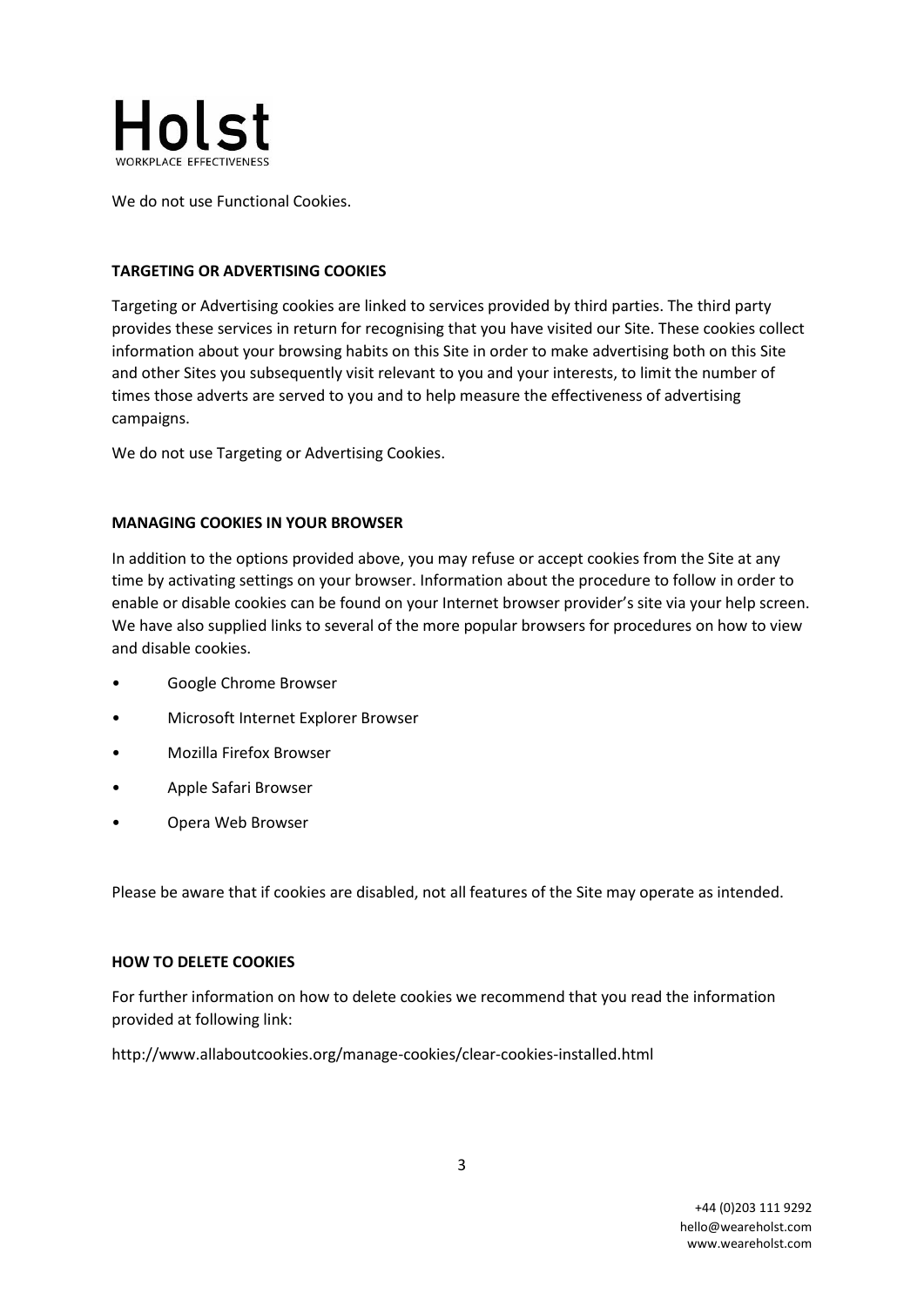We do not use Functional Cookies.

**TARGETING OR ADVERTISING COOKIES**

Targeting or Advertising cookies are linked to services provided by third parties. The third party provides these services in return for recognising that you have visited our Site. These cookies collect information about your browsing habits on this Site in order to make advertising both on this Site and other Sites you subsequently visit relevant to you and your interests, to limit the number of times those adverts are served to you and to help measure the effectiveness of advertising campaigns.

We do not use Targeting or Advertising Cookies.

**MANAGING COOKIES IN YOUR BROWSER**

In addition to the options provided above, you may refuse or accept cookies from the Site at any time by activating settings on your browser. Information about the procedure to follow in order to enable or disable cookies can be found on your Internet browser provider's site via your help screen. We have also supplied links to several of the more popular browsers for procedures on how to view and disable cookies.

- Google Chrome Browser
- Microsoft Internet Explorer Browser
- Mozilla Firefox Browser
- Apple Safari Browser
- Opera Web Browser

Please be aware that if cookies are disabled, not all features of the Site may operate as intended.

**HOW TO DELETE COOKIES**

For further information on how to delete cookies we recommend that you read the information provided at following link:

http://www.allaboutcookies.org/manage-cookies/clear-cookies-installed.html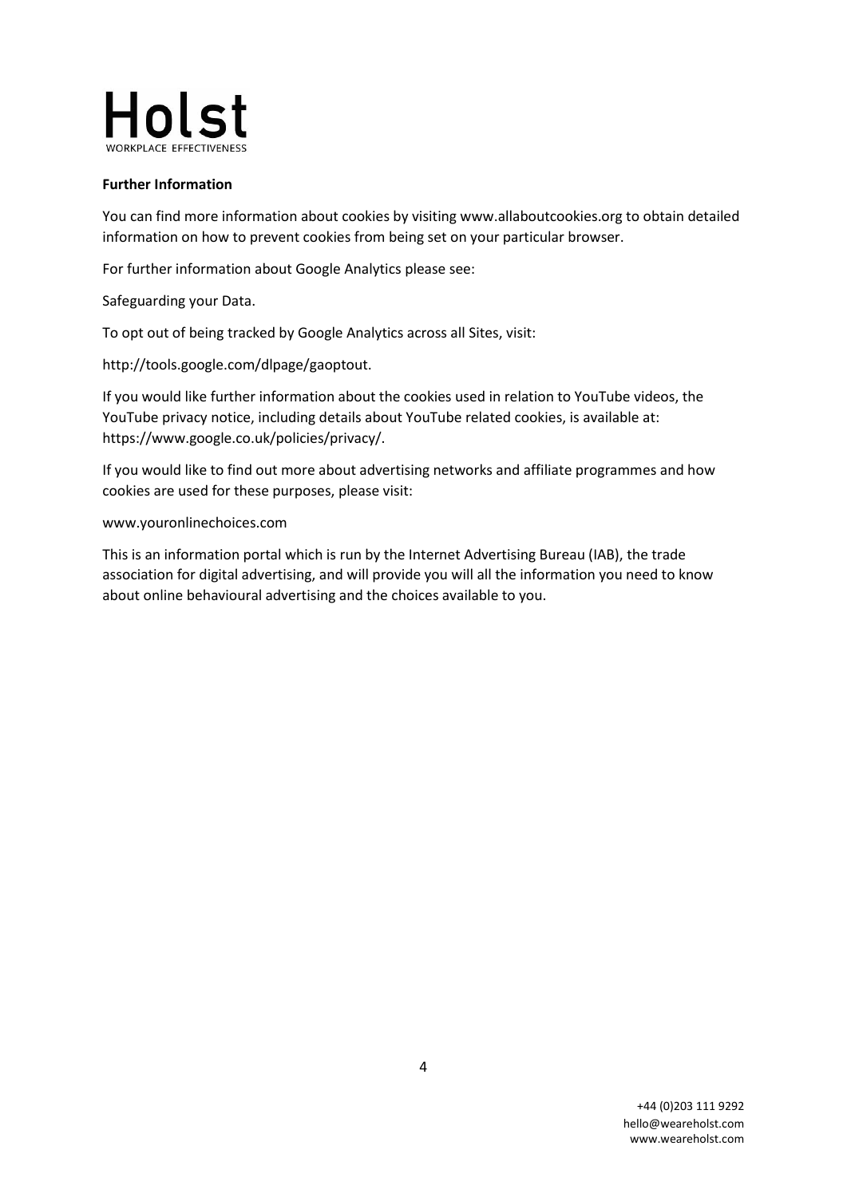**Further Information**

You can find more information about cookies by visiting www.allaboutcookies.org to obtain detailed information on how to prevent cookies from being set on your particular browser.

For further information about Google Analytics please see:

Safeguarding your Data.

To opt out of being tracked by Google Analytics across all Sites, visit:

http://tools.google.com/dlpage/gaoptout.

If you would like further information about the cookies used in relation to YouTube videos, the YouTube privacy notice, including details about YouTube related cookies, is available at: https://www.google.co.uk/policies/privacy/.

If you would like to find out more about advertising networks and affiliate programmes and how cookies are used for these purposes, please visit:

www.youronlinechoices.com

This is an information portal which is run by the Internet Advertising Bureau (IAB), the trade association for digital advertising, and will provide you will all the information you need to know about online behavioural advertising and the choices available to you.